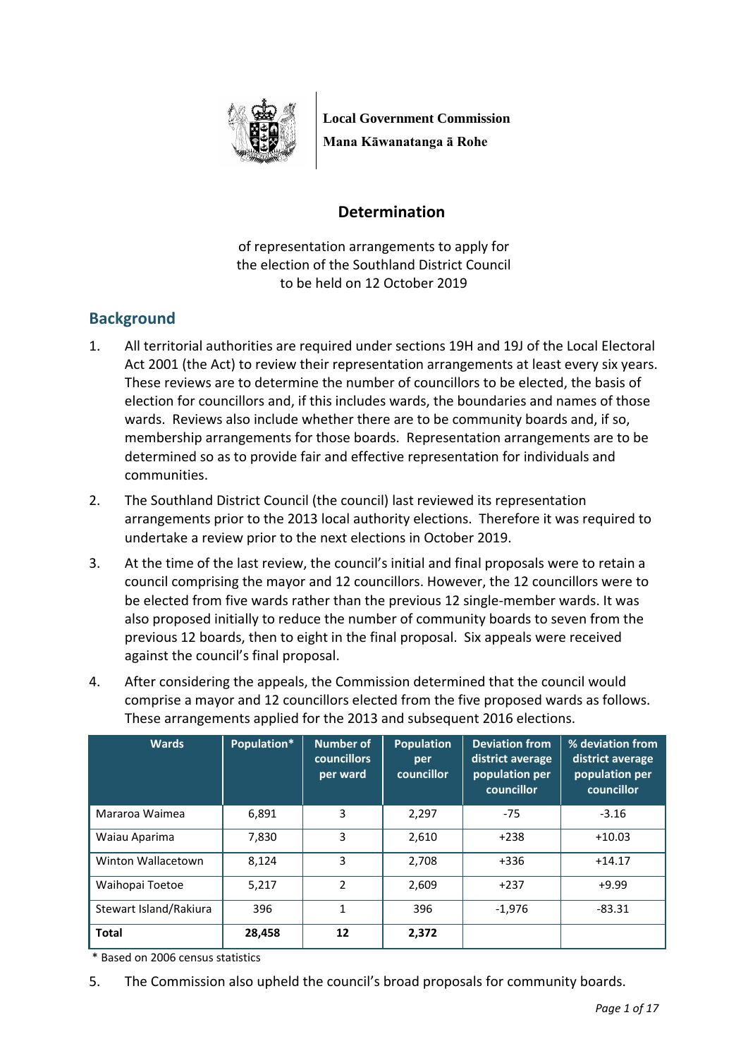**Local Government Commission**

**Mana Kāwanatanga ā Rohe**

## Determination

of representation arrangements to apply for the election of the Southland District Council to be held on 12 October 2019

## Background

1. All territorial authorities are required under sections 19H and 19J of the Local Electoral Act 2001 (the Act) to review their representation arrangements at least every six years. These reviews are to determine the number of councillors to be elected, the basis of election for councillors and, if this includes wards, the boundaries and names of those wards. Reviews also include whether there are to be community boards and, if so, membership arrangements for those boards. Representation arrangements are to be determined so as to provide fair and effective representation for individuals and communities.

2. The Southland District Council (the council) last reviewed its representation arrangements prior to the 2013 local authority elections. Therefore it was required to undertake a review prior to the next elections in October 2019.

3. At the time of the last review, the council's initial and final proposals were to retain a council comprising the mayor and 12 councillors. However, the 12 councillors were to be elected from five wards rather than the previous 12 single-member wards. It was also proposed initially to reduce the number of community boards to seven from the previous 12 boards, then to eight in the final proposal. Six appeals were received against the council's final proposal.

4. After considering the appeals, the Commission determined that the council would comprise a mayor and 12 councillors elected from the five proposed wards as follows. These arrangements applied for the 2013 and subsequent 2016 elections.

| Wards | Population* | Number of councillors per ward | Population per councillor | Deviation from district average population per councillor | % deviation from district average population per councillor |
|---|---|---|---|---|---|
| Mararoa Waimea | 6,891 | 3 | 2,297 | -75 | -3.16 |
| Waiau Aparima | 7,830 | 3 | 2,610 | +238 | +10.03 |
| Winton Wallacetown | 8,124 | 3 | 2,708 | +336 | +14.17 |
| Waihopai Toetoe | 5,217 | 2 | 2,609 | +237 | +9.99 |
| Stewart Island/Rakiura | 396 | 1 | 396 | -1,976 | -83.31 |
| **Total** | **28,458** | **12** | **2,372** | | |

* Based on 2006 census statistics

5. The Commission also upheld the council's broad proposals for community boards.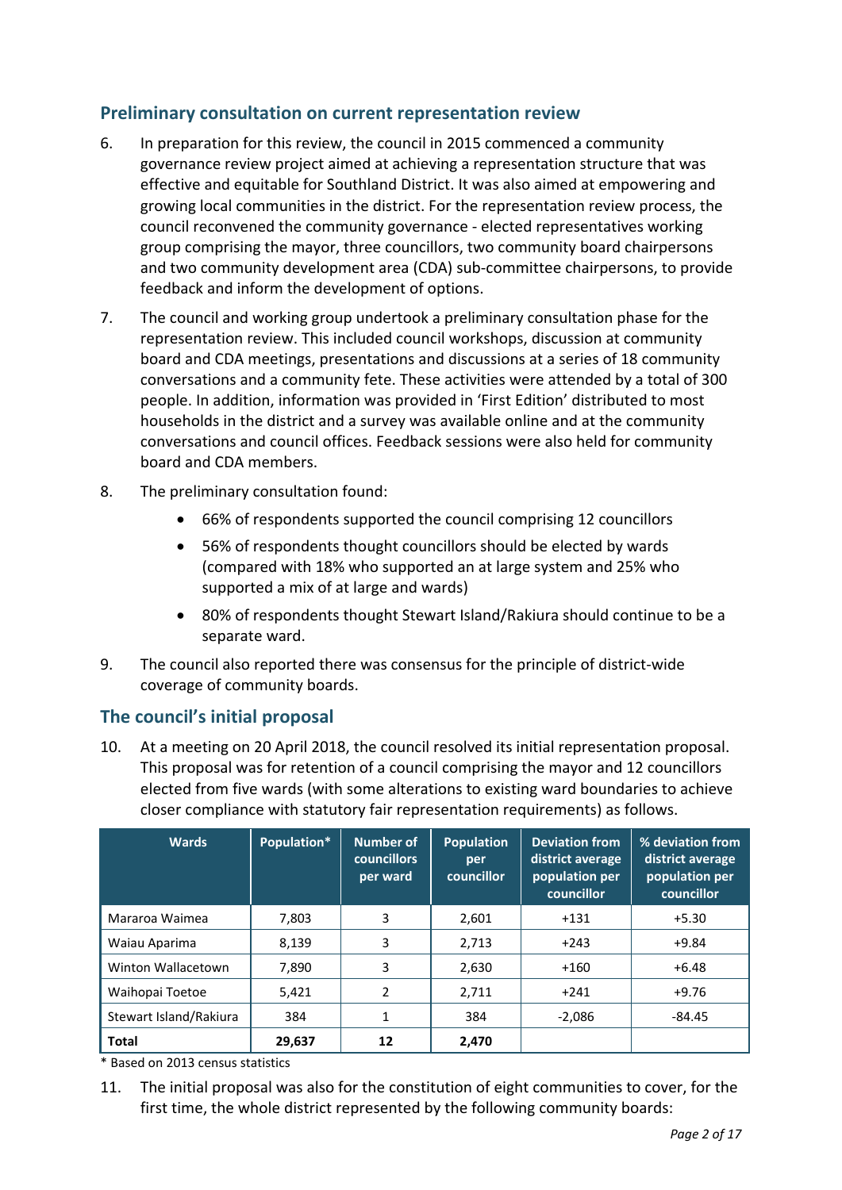## Preliminary consultation on current representation review

6. In preparation for this review, the council in 2015 commenced a community governance review project aimed at achieving a representation structure that was effective and equitable for Southland District. It was also aimed at empowering and growing local communities in the district. For the representation review process, the council reconvened the community governance - elected representatives working group comprising the mayor, three councillors, two community board chairpersons and two community development area (CDA) sub-committee chairpersons, to provide feedback and inform the development of options.

7. The council and working group undertook a preliminary consultation phase for the representation review. This included council workshops, discussion at community board and CDA meetings, presentations and discussions at a series of 18 community conversations and a community fete. These activities were attended by a total of 300 people. In addition, information was provided in 'First Edition' distributed to most households in the district and a survey was available online and at the community conversations and council offices. Feedback sessions were also held for community board and CDA members.

8. The preliminary consultation found:
   - 66% of respondents supported the council comprising 12 councillors
   - 56% of respondents thought councillors should be elected by wards (compared with 18% who supported an at large system and 25% who supported a mix of at large and wards)
   - 80% of respondents thought Stewart Island/Rakiura should continue to be a separate ward.

9. The council also reported there was consensus for the principle of district-wide coverage of community boards.

## The council's initial proposal

10. At a meeting on 20 April 2018, the council resolved its initial representation proposal. This proposal was for retention of a council comprising the mayor and 12 councillors elected from five wards (with some alterations to existing ward boundaries to achieve closer compliance with statutory fair representation requirements) as follows.

| Wards | Population* | Number of councillors per ward | Population per councillor | Deviation from district average population per councillor | % deviation from district average population per councillor |
|---|---|---|---|---|---|
| Mararoa Waimea | 7,803 | 3 | 2,601 | +131 | +5.30 |
| Waiau Aparima | 8,139 | 3 | 2,713 | +243 | +9.84 |
| Winton Wallacetown | 7,890 | 3 | 2,630 | +160 | +6.48 |
| Waihopai Toetoe | 5,421 | 2 | 2,711 | +241 | +9.76 |
| Stewart Island/Rakiura | 384 | 1 | 384 | -2,086 | -84.45 |
| **Total** | **29,637** | **12** | **2,470** | | |

\* Based on 2013 census statistics

11. The initial proposal was also for the constitution of eight communities to cover, for the first time, the whole district represented by the following community boards: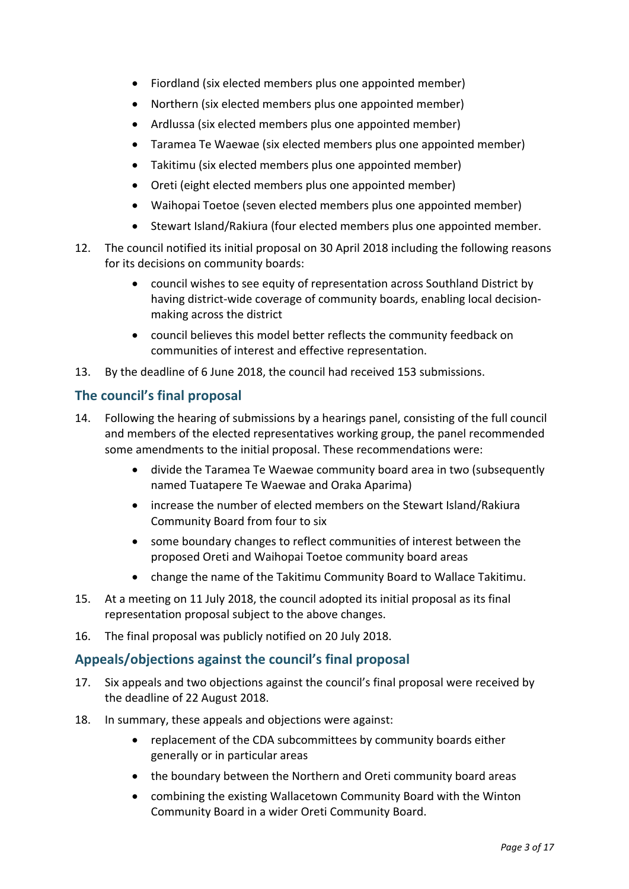- Fiordland (six elected members plus one appointed member)
- Northern (six elected members plus one appointed member)
- Ardlussa (six elected members plus one appointed member)
- Taramea Te Waewae (six elected members plus one appointed member)
- Takitimu (six elected members plus one appointed member)
- Oreti (eight elected members plus one appointed member)
- Waihopai Toetoe (seven elected members plus one appointed member)
- Stewart Island/Rakiura (four elected members plus one appointed member.

12. The council notified its initial proposal on 30 April 2018 including the following reasons for its decisions on community boards:
    - council wishes to see equity of representation across Southland District by having district-wide coverage of community boards, enabling local decision-making across the district
    - council believes this model better reflects the community feedback on communities of interest and effective representation.
13. By the deadline of 6 June 2018, the council had received 153 submissions.

## The council's final proposal

14. Following the hearing of submissions by a hearings panel, consisting of the full council and members of the elected representatives working group, the panel recommended some amendments to the initial proposal. These recommendations were:
    - divide the Taramea Te Waewae community board area in two (subsequently named Tuatapere Te Waewae and Oraka Aparima)
    - increase the number of elected members on the Stewart Island/Rakiura Community Board from four to six
    - some boundary changes to reflect communities of interest between the proposed Oreti and Waihopai Toetoe community board areas
    - change the name of the Takitimu Community Board to Wallace Takitimu.
15. At a meeting on 11 July 2018, the council adopted its initial proposal as its final representation proposal subject to the above changes.
16. The final proposal was publicly notified on 20 July 2018.

## Appeals/objections against the council's final proposal

17. Six appeals and two objections against the council's final proposal were received by the deadline of 22 August 2018.
18. In summary, these appeals and objections were against:
    - replacement of the CDA subcommittees by community boards either generally or in particular areas
    - the boundary between the Northern and Oreti community board areas
    - combining the existing Wallacetown Community Board with the Winton Community Board in a wider Oreti Community Board.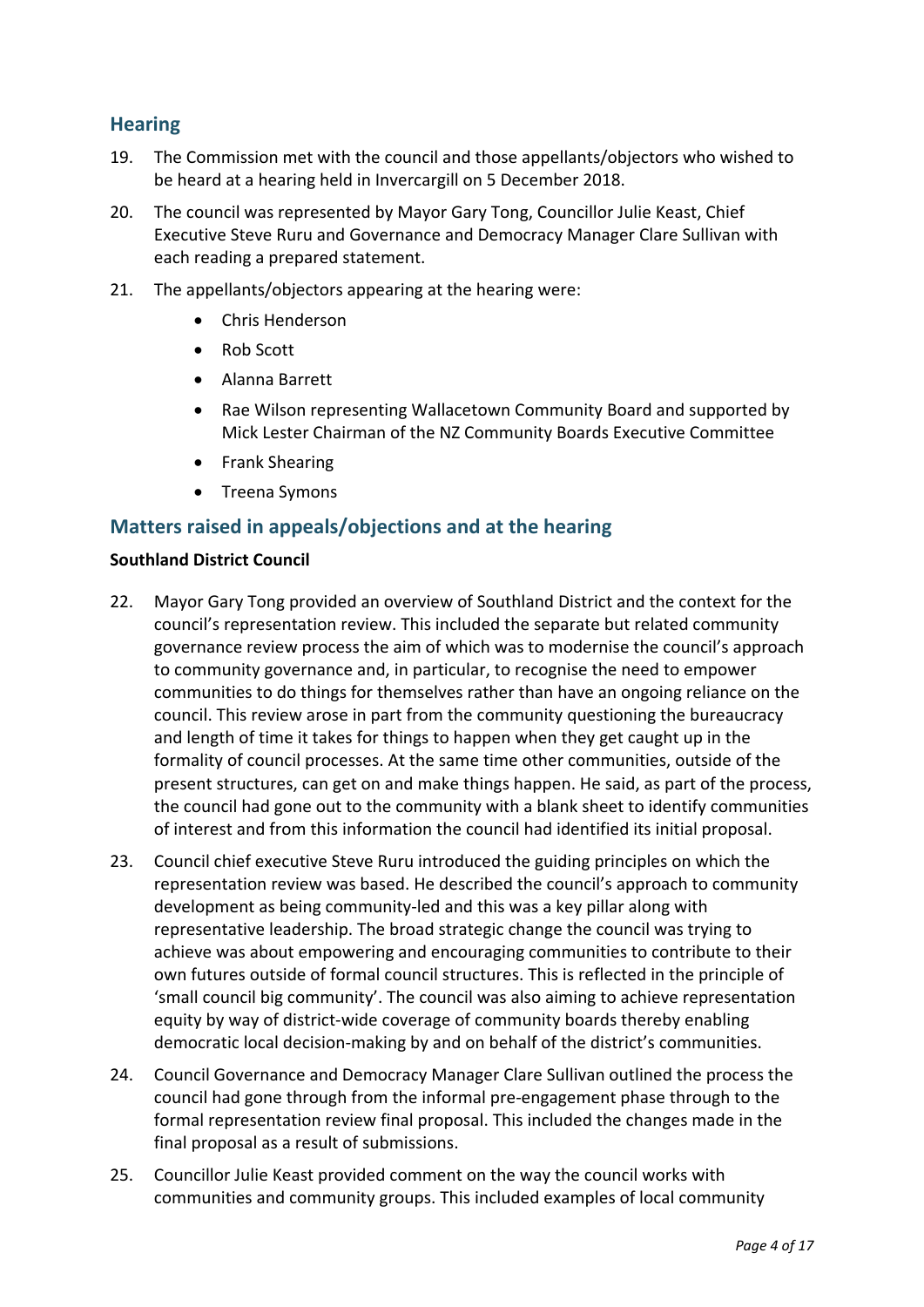## Hearing

19. The Commission met with the council and those appellants/objectors who wished to be heard at a hearing held in Invercargill on 5 December 2018.

20. The council was represented by Mayor Gary Tong, Councillor Julie Keast, Chief Executive Steve Ruru and Governance and Democracy Manager Clare Sullivan with each reading a prepared statement.

21. The appellants/objectors appearing at the hearing were:

    - Chris Henderson
    - Rob Scott
    - Alanna Barrett
    - Rae Wilson representing Wallacetown Community Board and supported by Mick Lester Chairman of the NZ Community Boards Executive Committee
    - Frank Shearing
    - Treena Symons

## Matters raised in appeals/objections and at the hearing

**Southland District Council**

22. Mayor Gary Tong provided an overview of Southland District and the context for the council's representation review. This included the separate but related community governance review process the aim of which was to modernise the council's approach to community governance and, in particular, to recognise the need to empower communities to do things for themselves rather than have an ongoing reliance on the council. This review arose in part from the community questioning the bureaucracy and length of time it takes for things to happen when they get caught up in the formality of council processes. At the same time other communities, outside of the present structures, can get on and make things happen. He said, as part of the process, the council had gone out to the community with a blank sheet to identify communities of interest and from this information the council had identified its initial proposal.

23. Council chief executive Steve Ruru introduced the guiding principles on which the representation review was based. He described the council's approach to community development as being community-led and this was a key pillar along with representative leadership. The broad strategic change the council was trying to achieve was about empowering and encouraging communities to contribute to their own futures outside of formal council structures. This is reflected in the principle of 'small council big community'. The council was also aiming to achieve representation equity by way of district-wide coverage of community boards thereby enabling democratic local decision-making by and on behalf of the district's communities.

24. Council Governance and Democracy Manager Clare Sullivan outlined the process the council had gone through from the informal pre-engagement phase through to the formal representation review final proposal. This included the changes made in the final proposal as a result of submissions.

25. Councillor Julie Keast provided comment on the way the council works with communities and community groups. This included examples of local community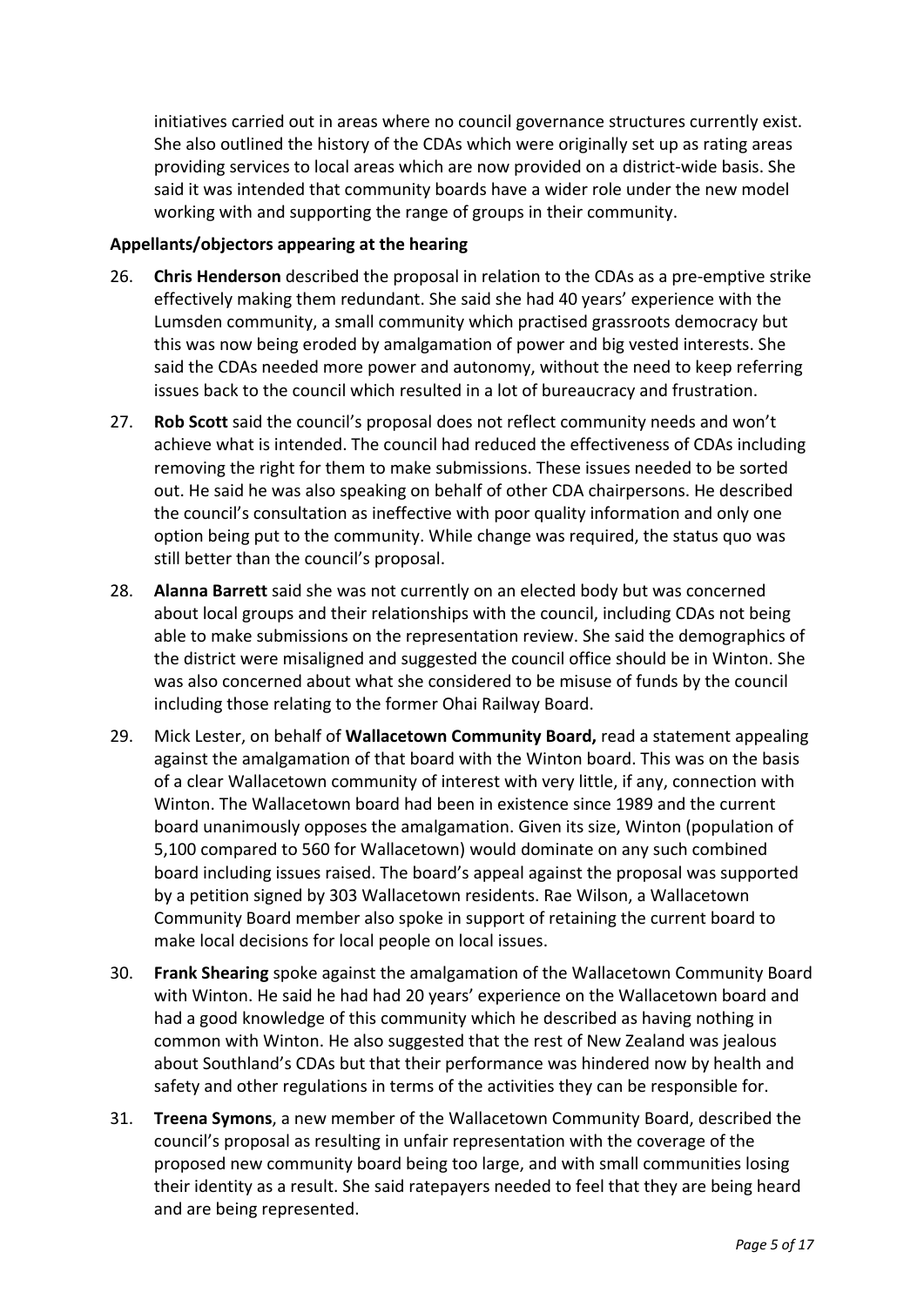initiatives carried out in areas where no council governance structures currently exist. She also outlined the history of the CDAs which were originally set up as rating areas providing services to local areas which are now provided on a district-wide basis. She said it was intended that community boards have a wider role under the new model working with and supporting the range of groups in their community.

**Appellants/objectors appearing at the hearing**

26. **Chris Henderson** described the proposal in relation to the CDAs as a pre-emptive strike effectively making them redundant. She said she had 40 years' experience with the Lumsden community, a small community which practised grassroots democracy but this was now being eroded by amalgamation of power and big vested interests. She said the CDAs needed more power and autonomy, without the need to keep referring issues back to the council which resulted in a lot of bureaucracy and frustration.

27. **Rob Scott** said the council's proposal does not reflect community needs and won't achieve what is intended. The council had reduced the effectiveness of CDAs including removing the right for them to make submissions. These issues needed to be sorted out. He said he was also speaking on behalf of other CDA chairpersons. He described the council's consultation as ineffective with poor quality information and only one option being put to the community. While change was required, the status quo was still better than the council's proposal.

28. **Alanna Barrett** said she was not currently on an elected body but was concerned about local groups and their relationships with the council, including CDAs not being able to make submissions on the representation review. She said the demographics of the district were misaligned and suggested the council office should be in Winton. She was also concerned about what she considered to be misuse of funds by the council including those relating to the former Ohai Railway Board.

29. Mick Lester, on behalf of **Wallacetown Community Board,** read a statement appealing against the amalgamation of that board with the Winton board. This was on the basis of a clear Wallacetown community of interest with very little, if any, connection with Winton. The Wallacetown board had been in existence since 1989 and the current board unanimously opposes the amalgamation. Given its size, Winton (population of 5,100 compared to 560 for Wallacetown) would dominate on any such combined board including issues raised. The board's appeal against the proposal was supported by a petition signed by 303 Wallacetown residents. Rae Wilson, a Wallacetown Community Board member also spoke in support of retaining the current board to make local decisions for local people on local issues.

30. **Frank Shearing** spoke against the amalgamation of the Wallacetown Community Board with Winton. He said he had had 20 years' experience on the Wallacetown board and had a good knowledge of this community which he described as having nothing in common with Winton. He also suggested that the rest of New Zealand was jealous about Southland's CDAs but that their performance was hindered now by health and safety and other regulations in terms of the activities they can be responsible for.

31. **Treena Symons**, a new member of the Wallacetown Community Board, described the council's proposal as resulting in unfair representation with the coverage of the proposed new community board being too large, and with small communities losing their identity as a result. She said ratepayers needed to feel that they are being heard and are being represented.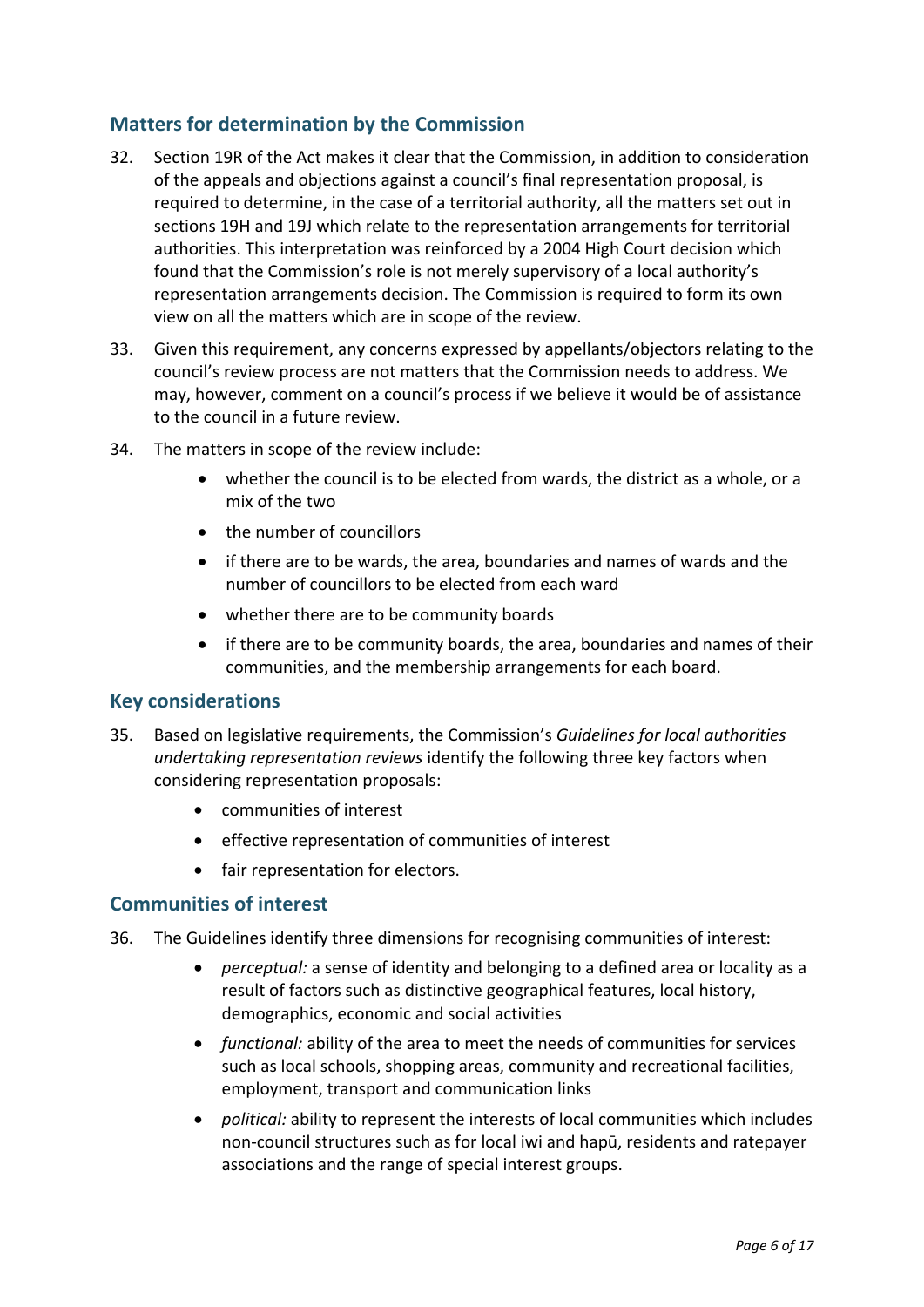## Matters for determination by the Commission

32. Section 19R of the Act makes it clear that the Commission, in addition to consideration of the appeals and objections against a council's final representation proposal, is required to determine, in the case of a territorial authority, all the matters set out in sections 19H and 19J which relate to the representation arrangements for territorial authorities. This interpretation was reinforced by a 2004 High Court decision which found that the Commission's role is not merely supervisory of a local authority's representation arrangements decision. The Commission is required to form its own view on all the matters which are in scope of the review.

33. Given this requirement, any concerns expressed by appellants/objectors relating to the council's review process are not matters that the Commission needs to address. We may, however, comment on a council's process if we believe it would be of assistance to the council in a future review.

34. The matters in scope of the review include:
    - whether the council is to be elected from wards, the district as a whole, or a mix of the two
    - the number of councillors
    - if there are to be wards, the area, boundaries and names of wards and the number of councillors to be elected from each ward
    - whether there are to be community boards
    - if there are to be community boards, the area, boundaries and names of their communities, and the membership arrangements for each board.

## Key considerations

35. Based on legislative requirements, the Commission's *Guidelines for local authorities undertaking representation reviews* identify the following three key factors when considering representation proposals:
    - communities of interest
    - effective representation of communities of interest
    - fair representation for electors.

## Communities of interest

36. The Guidelines identify three dimensions for recognising communities of interest:
    - *perceptual:* a sense of identity and belonging to a defined area or locality as a result of factors such as distinctive geographical features, local history, demographics, economic and social activities
    - *functional:* ability of the area to meet the needs of communities for services such as local schools, shopping areas, community and recreational facilities, employment, transport and communication links
    - *political:* ability to represent the interests of local communities which includes non-council structures such as for local iwi and hapū, residents and ratepayer associations and the range of special interest groups.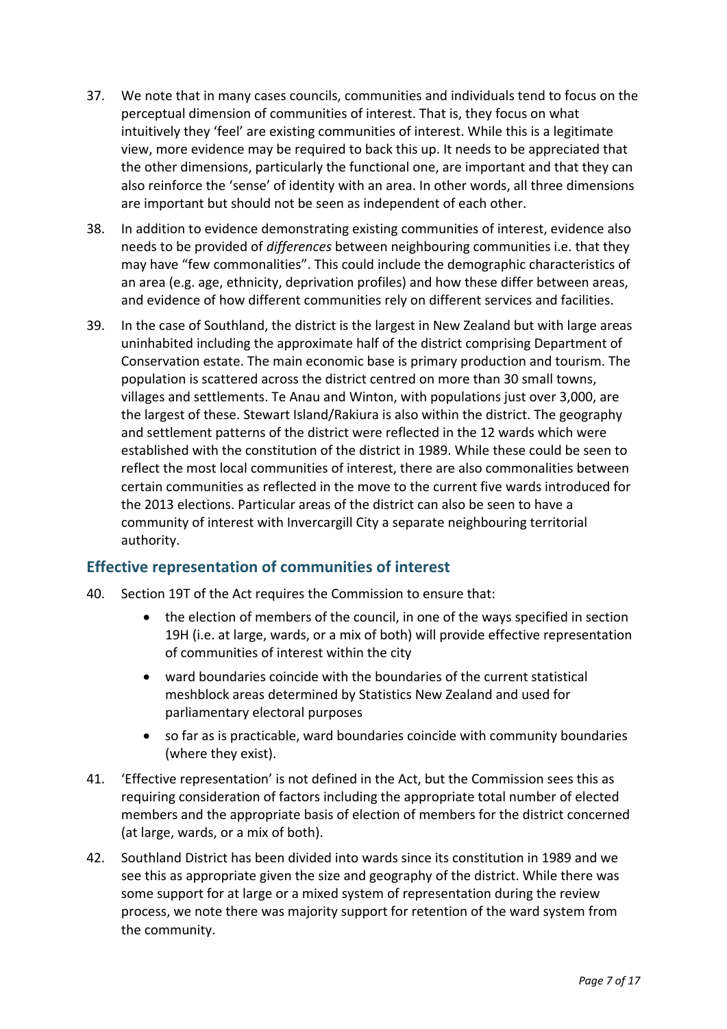37. We note that in many cases councils, communities and individuals tend to focus on the perceptual dimension of communities of interest. That is, they focus on what intuitively they 'feel' are existing communities of interest. While this is a legitimate view, more evidence may be required to back this up. It needs to be appreciated that the other dimensions, particularly the functional one, are important and that they can also reinforce the 'sense' of identity with an area. In other words, all three dimensions are important but should not be seen as independent of each other.

38. In addition to evidence demonstrating existing communities of interest, evidence also needs to be provided of *differences* between neighbouring communities i.e. that they may have "few commonalities". This could include the demographic characteristics of an area (e.g. age, ethnicity, deprivation profiles) and how these differ between areas, and evidence of how different communities rely on different services and facilities.

39. In the case of Southland, the district is the largest in New Zealand but with large areas uninhabited including the approximate half of the district comprising Department of Conservation estate. The main economic base is primary production and tourism. The population is scattered across the district centred on more than 30 small towns, villages and settlements. Te Anau and Winton, with populations just over 3,000, are the largest of these. Stewart Island/Rakiura is also within the district. The geography and settlement patterns of the district were reflected in the 12 wards which were established with the constitution of the district in 1989. While these could be seen to reflect the most local communities of interest, there are also commonalities between certain communities as reflected in the move to the current five wards introduced for the 2013 elections. Particular areas of the district can also be seen to have a community of interest with Invercargill City a separate neighbouring territorial authority.

## Effective representation of communities of interest

40. Section 19T of the Act requires the Commission to ensure that:
    - the election of members of the council, in one of the ways specified in section 19H (i.e. at large, wards, or a mix of both) will provide effective representation of communities of interest within the city
    - ward boundaries coincide with the boundaries of the current statistical meshblock areas determined by Statistics New Zealand and used for parliamentary electoral purposes
    - so far as is practicable, ward boundaries coincide with community boundaries (where they exist).

41. 'Effective representation' is not defined in the Act, but the Commission sees this as requiring consideration of factors including the appropriate total number of elected members and the appropriate basis of election of members for the district concerned (at large, wards, or a mix of both).

42. Southland District has been divided into wards since its constitution in 1989 and we see this as appropriate given the size and geography of the district. While there was some support for at large or a mixed system of representation during the review process, we note there was majority support for retention of the ward system from the community.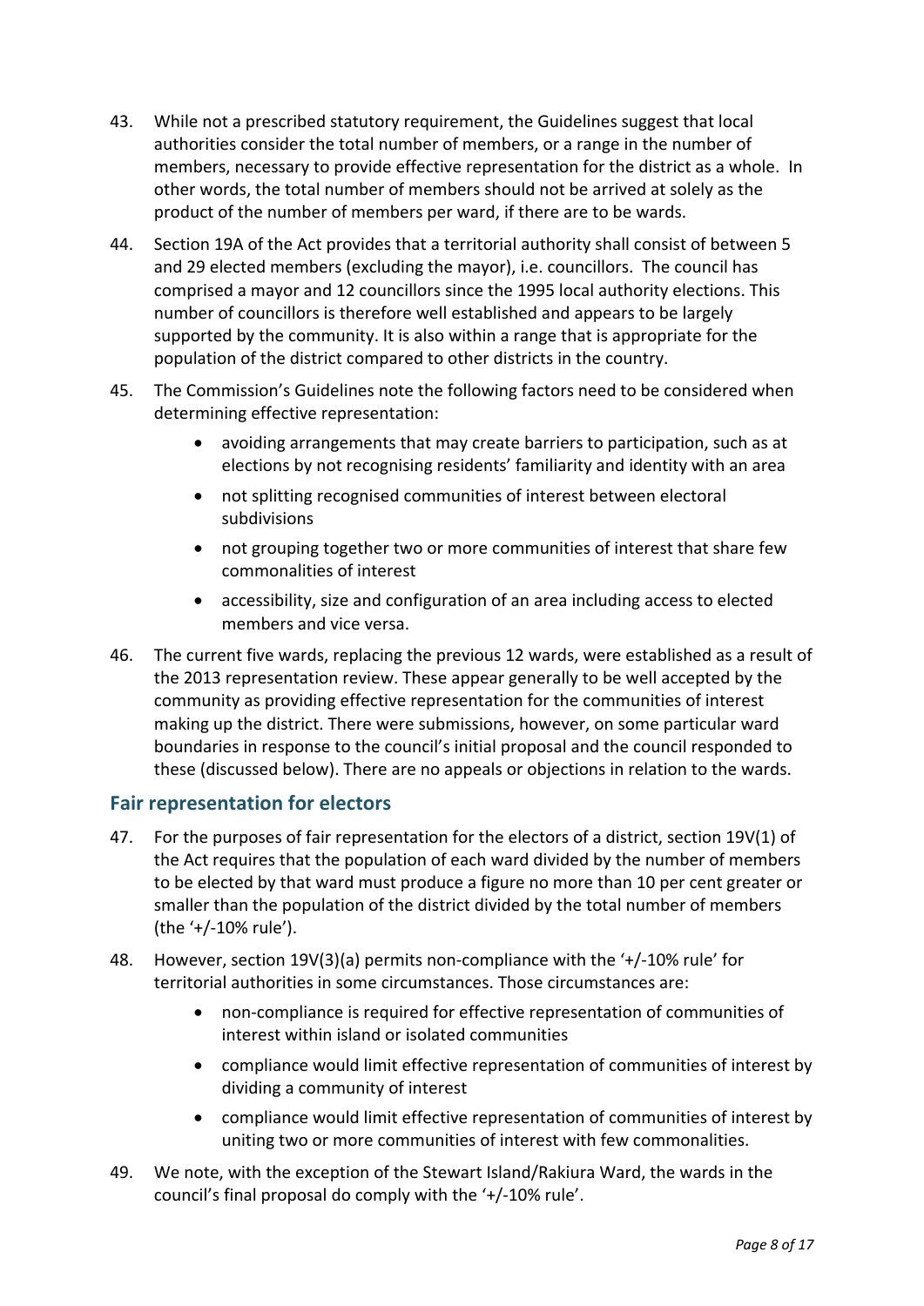43. While not a prescribed statutory requirement, the Guidelines suggest that local authorities consider the total number of members, or a range in the number of members, necessary to provide effective representation for the district as a whole. In other words, the total number of members should not be arrived at solely as the product of the number of members per ward, if there are to be wards.

44. Section 19A of the Act provides that a territorial authority shall consist of between 5 and 29 elected members (excluding the mayor), i.e. councillors. The council has comprised a mayor and 12 councillors since the 1995 local authority elections. This number of councillors is therefore well established and appears to be largely supported by the community. It is also within a range that is appropriate for the population of the district compared to other districts in the country.

45. The Commission's Guidelines note the following factors need to be considered when determining effective representation:

    - avoiding arrangements that may create barriers to participation, such as at elections by not recognising residents' familiarity and identity with an area
    - not splitting recognised communities of interest between electoral subdivisions
    - not grouping together two or more communities of interest that share few commonalities of interest
    - accessibility, size and configuration of an area including access to elected members and vice versa.

46. The current five wards, replacing the previous 12 wards, were established as a result of the 2013 representation review. These appear generally to be well accepted by the community as providing effective representation for the communities of interest making up the district. There were submissions, however, on some particular ward boundaries in response to the council's initial proposal and the council responded to these (discussed below). There are no appeals or objections in relation to the wards.

## Fair representation for electors

47. For the purposes of fair representation for the electors of a district, section 19V(1) of the Act requires that the population of each ward divided by the number of members to be elected by that ward must produce a figure no more than 10 per cent greater or smaller than the population of the district divided by the total number of members (the '+/-10% rule').

48. However, section 19V(3)(a) permits non-compliance with the '+/-10% rule' for territorial authorities in some circumstances. Those circumstances are:

    - non-compliance is required for effective representation of communities of interest within island or isolated communities
    - compliance would limit effective representation of communities of interest by dividing a community of interest
    - compliance would limit effective representation of communities of interest by uniting two or more communities of interest with few commonalities.

49. We note, with the exception of the Stewart Island/Rakiura Ward, the wards in the council's final proposal do comply with the '+/-10% rule'.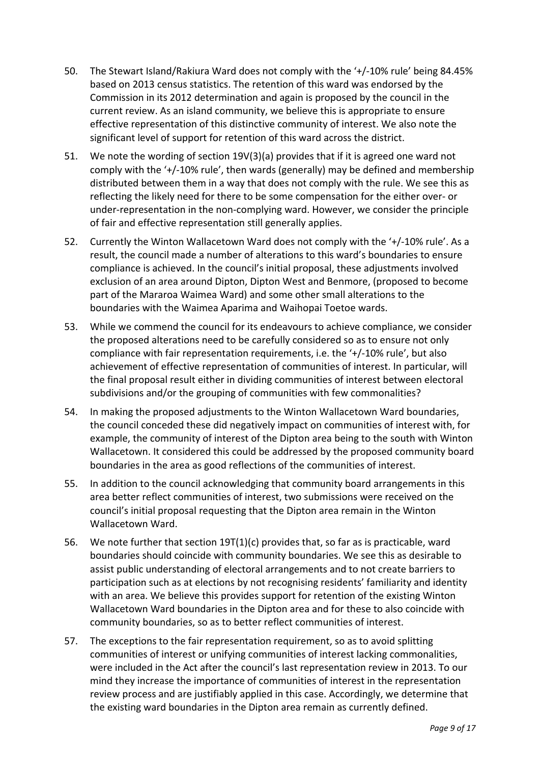50. The Stewart Island/Rakiura Ward does not comply with the '+/-10% rule' being 84.45% based on 2013 census statistics. The retention of this ward was endorsed by the Commission in its 2012 determination and again is proposed by the council in the current review. As an island community, we believe this is appropriate to ensure effective representation of this distinctive community of interest. We also note the significant level of support for retention of this ward across the district.

51. We note the wording of section 19V(3)(a) provides that if it is agreed one ward not comply with the '+/-10% rule', then wards (generally) may be defined and membership distributed between them in a way that does not comply with the rule. We see this as reflecting the likely need for there to be some compensation for the either over- or under-representation in the non-complying ward. However, we consider the principle of fair and effective representation still generally applies.

52. Currently the Winton Wallacetown Ward does not comply with the '+/-10% rule'. As a result, the council made a number of alterations to this ward's boundaries to ensure compliance is achieved. In the council's initial proposal, these adjustments involved exclusion of an area around Dipton, Dipton West and Benmore, (proposed to become part of the Mararoa Waimea Ward) and some other small alterations to the boundaries with the Waimea Aparima and Waihopai Toetoe wards.

53. While we commend the council for its endeavours to achieve compliance, we consider the proposed alterations need to be carefully considered so as to ensure not only compliance with fair representation requirements, i.e. the '+/-10% rule', but also achievement of effective representation of communities of interest. In particular, will the final proposal result either in dividing communities of interest between electoral subdivisions and/or the grouping of communities with few commonalities?

54. In making the proposed adjustments to the Winton Wallacetown Ward boundaries, the council conceded these did negatively impact on communities of interest with, for example, the community of interest of the Dipton area being to the south with Winton Wallacetown. It considered this could be addressed by the proposed community board boundaries in the area as good reflections of the communities of interest.

55. In addition to the council acknowledging that community board arrangements in this area better reflect communities of interest, two submissions were received on the council's initial proposal requesting that the Dipton area remain in the Winton Wallacetown Ward.

56. We note further that section 19T(1)(c) provides that, so far as is practicable, ward boundaries should coincide with community boundaries. We see this as desirable to assist public understanding of electoral arrangements and to not create barriers to participation such as at elections by not recognising residents' familiarity and identity with an area. We believe this provides support for retention of the existing Winton Wallacetown Ward boundaries in the Dipton area and for these to also coincide with community boundaries, so as to better reflect communities of interest.

57. The exceptions to the fair representation requirement, so as to avoid splitting communities of interest or unifying communities of interest lacking commonalities, were included in the Act after the council's last representation review in 2013. To our mind they increase the importance of communities of interest in the representation review process and are justifiably applied in this case. Accordingly, we determine that the existing ward boundaries in the Dipton area remain as currently defined.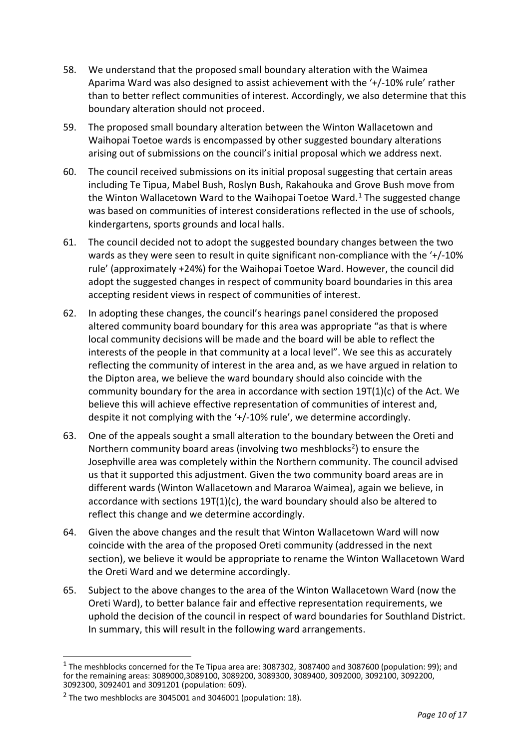58. We understand that the proposed small boundary alteration with the Waimea Aparima Ward was also designed to assist achievement with the '+/-10% rule' rather than to better reflect communities of interest. Accordingly, we also determine that this boundary alteration should not proceed.

59. The proposed small boundary alteration between the Winton Wallacetown and Waihopai Toetoe wards is encompassed by other suggested boundary alterations arising out of submissions on the council's initial proposal which we address next.

60. The council received submissions on its initial proposal suggesting that certain areas including Te Tipua, Mabel Bush, Roslyn Bush, Rakahouka and Grove Bush move from the Winton Wallacetown Ward to the Waihopai Toetoe Ward.[1] The suggested change was based on communities of interest considerations reflected in the use of schools, kindergartens, sports grounds and local halls.

61. The council decided not to adopt the suggested boundary changes between the two wards as they were seen to result in quite significant non-compliance with the '+/-10% rule' (approximately +24%) for the Waihopai Toetoe Ward. However, the council did adopt the suggested changes in respect of community board boundaries in this area accepting resident views in respect of communities of interest.

62. In adopting these changes, the council's hearings panel considered the proposed altered community board boundary for this area was appropriate "as that is where local community decisions will be made and the board will be able to reflect the interests of the people in that community at a local level". We see this as accurately reflecting the community of interest in the area and, as we have argued in relation to the Dipton area, we believe the ward boundary should also coincide with the community boundary for the area in accordance with section 19T(1)(c) of the Act. We believe this will achieve effective representation of communities of interest and, despite it not complying with the '+/-10% rule', we determine accordingly.

63. One of the appeals sought a small alteration to the boundary between the Oreti and Northern community board areas (involving two meshblocks[2]) to ensure the Josephville area was completely within the Northern community. The council advised us that it supported this adjustment. Given the two community board areas are in different wards (Winton Wallacetown and Mararoa Waimea), again we believe, in accordance with sections 19T(1)(c), the ward boundary should also be altered to reflect this change and we determine accordingly.

64. Given the above changes and the result that Winton Wallacetown Ward will now coincide with the area of the proposed Oreti community (addressed in the next section), we believe it would be appropriate to rename the Winton Wallacetown Ward the Oreti Ward and we determine accordingly.

65. Subject to the above changes to the area of the Winton Wallacetown Ward (now the Oreti Ward), to better balance fair and effective representation requirements, we uphold the decision of the council in respect of ward boundaries for Southland District. In summary, this will result in the following ward arrangements.

---

[1] The meshblocks concerned for the Te Tipua area are: 3087302, 3087400 and 3087600 (population: 99); and for the remaining areas: 3089000,3089100, 3089200, 3089300, 3089400, 3092000, 3092100, 3092200, 3092300, 3092401 and 3091201 (population: 609).

[2] The two meshblocks are 3045001 and 3046001 (population: 18).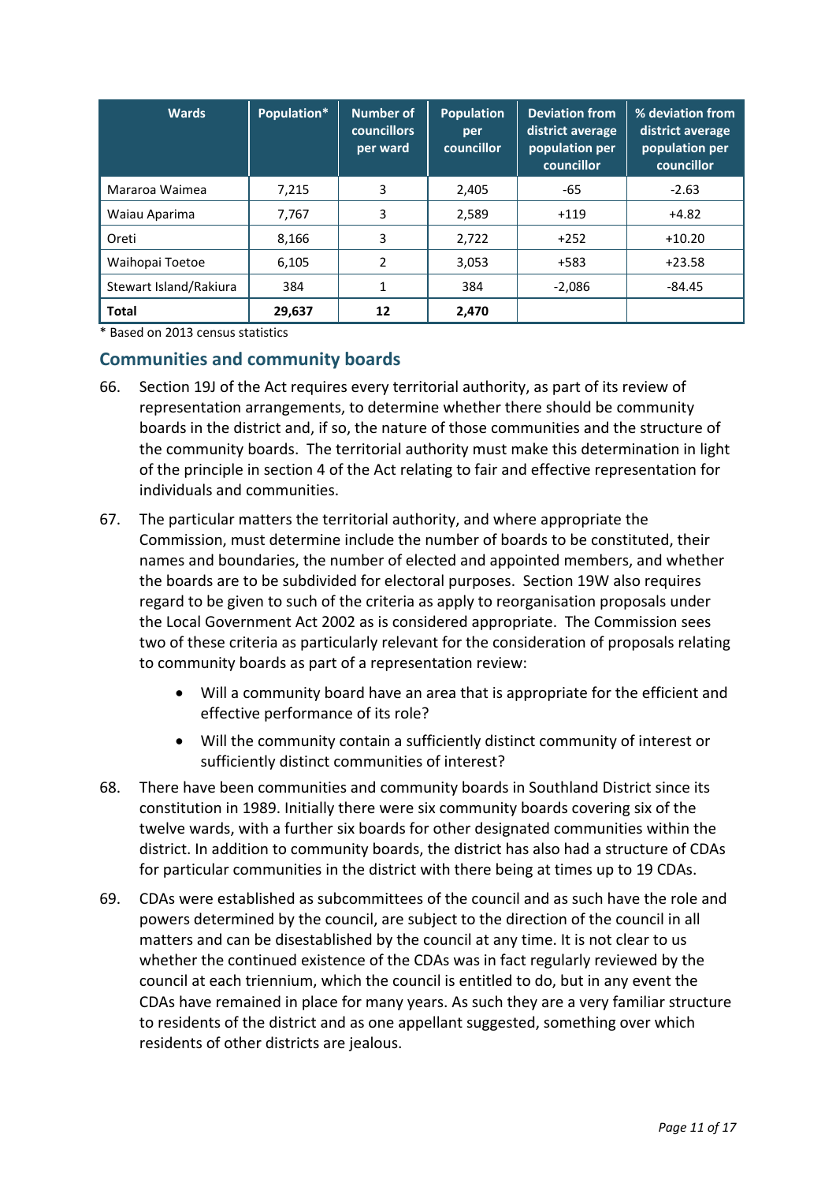| Wards | Population* | Number of councillors per ward | Population per councillor | Deviation from district average population per councillor | % deviation from district average population per councillor |
|---|---|---|---|---|---|
| Mararoa Waimea | 7,215 | 3 | 2,405 | -65 | -2.63 |
| Waiau Aparima | 7,767 | 3 | 2,589 | +119 | +4.82 |
| Oreti | 8,166 | 3 | 2,722 | +252 | +10.20 |
| Waihopai Toetoe | 6,105 | 2 | 3,053 | +583 | +23.58 |
| Stewart Island/Rakiura | 384 | 1 | 384 | -2,086 | -84.45 |
| **Total** | **29,637** | **12** | **2,470** | | |

\* Based on 2013 census statistics

## Communities and community boards

66. Section 19J of the Act requires every territorial authority, as part of its review of representation arrangements, to determine whether there should be community boards in the district and, if so, the nature of those communities and the structure of the community boards. The territorial authority must make this determination in light of the principle in section 4 of the Act relating to fair and effective representation for individuals and communities.

67. The particular matters the territorial authority, and where appropriate the Commission, must determine include the number of boards to be constituted, their names and boundaries, the number of elected and appointed members, and whether the boards are to be subdivided for electoral purposes. Section 19W also requires regard to be given to such of the criteria as apply to reorganisation proposals under the Local Government Act 2002 as is considered appropriate. The Commission sees two of these criteria as particularly relevant for the consideration of proposals relating to community boards as part of a representation review:

    - Will a community board have an area that is appropriate for the efficient and effective performance of its role?
    - Will the community contain a sufficiently distinct community of interest or sufficiently distinct communities of interest?

68. There have been communities and community boards in Southland District since its constitution in 1989. Initially there were six community boards covering six of the twelve wards, with a further six boards for other designated communities within the district. In addition to community boards, the district has also had a structure of CDAs for particular communities in the district with there being at times up to 19 CDAs.

69. CDAs were established as subcommittees of the council and as such have the role and powers determined by the council, are subject to the direction of the council in all matters and can be disestablished by the council at any time. It is not clear to us whether the continued existence of the CDAs was in fact regularly reviewed by the council at each triennium, which the council is entitled to do, but in any event the CDAs have remained in place for many years. As such they are a very familiar structure to residents of the district and as one appellant suggested, something over which residents of other districts are jealous.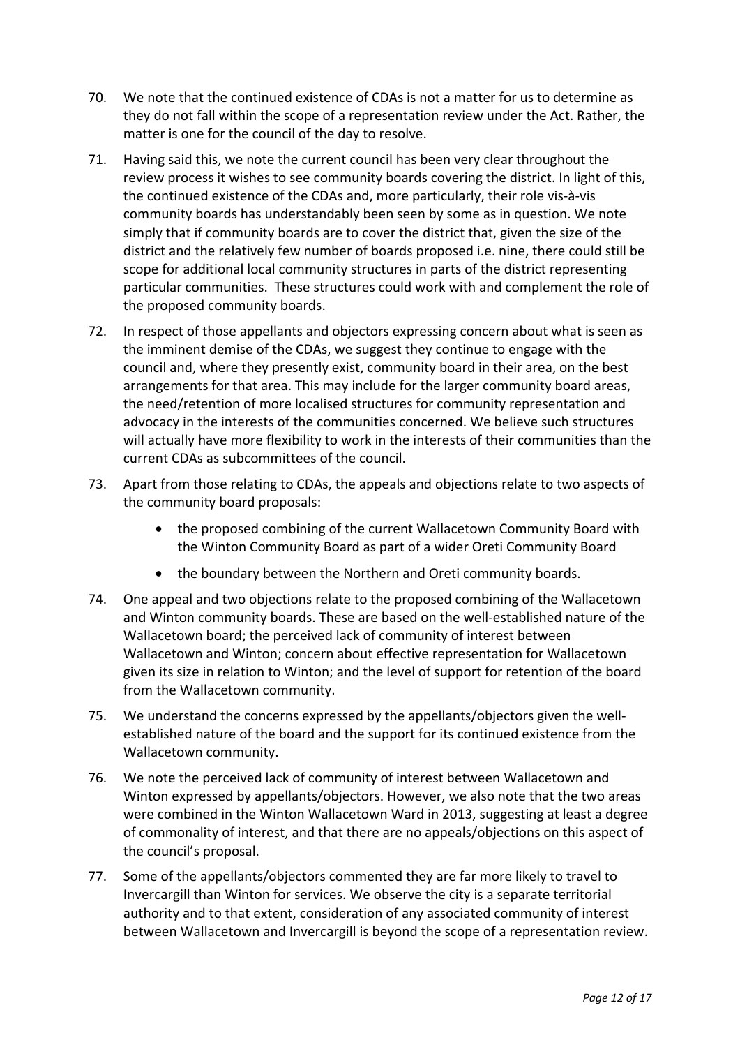70. We note that the continued existence of CDAs is not a matter for us to determine as they do not fall within the scope of a representation review under the Act. Rather, the matter is one for the council of the day to resolve.

71. Having said this, we note the current council has been very clear throughout the review process it wishes to see community boards covering the district. In light of this, the continued existence of the CDAs and, more particularly, their role vis-à-vis community boards has understandably been seen by some as in question. We note simply that if community boards are to cover the district that, given the size of the district and the relatively few number of boards proposed i.e. nine, there could still be scope for additional local community structures in parts of the district representing particular communities. These structures could work with and complement the role of the proposed community boards.

72. In respect of those appellants and objectors expressing concern about what is seen as the imminent demise of the CDAs, we suggest they continue to engage with the council and, where they presently exist, community board in their area, on the best arrangements for that area. This may include for the larger community board areas, the need/retention of more localised structures for community representation and advocacy in the interests of the communities concerned. We believe such structures will actually have more flexibility to work in the interests of their communities than the current CDAs as subcommittees of the council.

73. Apart from those relating to CDAs, the appeals and objections relate to two aspects of the community board proposals:
    - the proposed combining of the current Wallacetown Community Board with the Winton Community Board as part of a wider Oreti Community Board
    - the boundary between the Northern and Oreti community boards.

74. One appeal and two objections relate to the proposed combining of the Wallacetown and Winton community boards. These are based on the well-established nature of the Wallacetown board; the perceived lack of community of interest between Wallacetown and Winton; concern about effective representation for Wallacetown given its size in relation to Winton; and the level of support for retention of the board from the Wallacetown community.

75. We understand the concerns expressed by the appellants/objectors given the well-established nature of the board and the support for its continued existence from the Wallacetown community.

76. We note the perceived lack of community of interest between Wallacetown and Winton expressed by appellants/objectors. However, we also note that the two areas were combined in the Winton Wallacetown Ward in 2013, suggesting at least a degree of commonality of interest, and that there are no appeals/objections on this aspect of the council's proposal.

77. Some of the appellants/objectors commented they are far more likely to travel to Invercargill than Winton for services. We observe the city is a separate territorial authority and to that extent, consideration of any associated community of interest between Wallacetown and Invercargill is beyond the scope of a representation review.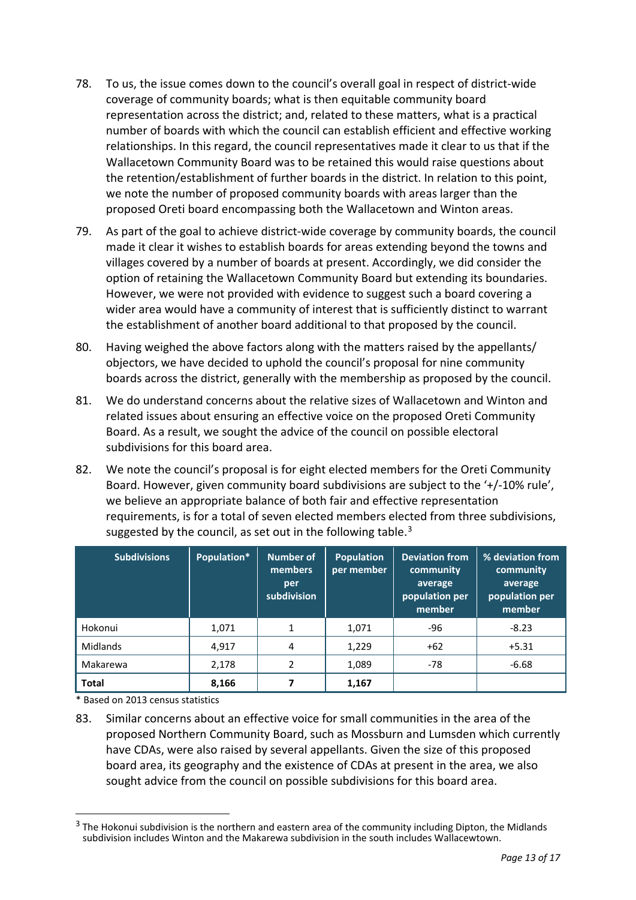78. To us, the issue comes down to the council's overall goal in respect of district-wide coverage of community boards; what is then equitable community board representation across the district; and, related to these matters, what is a practical number of boards with which the council can establish efficient and effective working relationships. In this regard, the council representatives made it clear to us that if the Wallacetown Community Board was to be retained this would raise questions about the retention/establishment of further boards in the district. In relation to this point, we note the number of proposed community boards with areas larger than the proposed Oreti board encompassing both the Wallacetown and Winton areas.

79. As part of the goal to achieve district-wide coverage by community boards, the council made it clear it wishes to establish boards for areas extending beyond the towns and villages covered by a number of boards at present. Accordingly, we did consider the option of retaining the Wallacetown Community Board but extending its boundaries. However, we were not provided with evidence to suggest such a board covering a wider area would have a community of interest that is sufficiently distinct to warrant the establishment of another board additional to that proposed by the council.

80. Having weighed the above factors along with the matters raised by the appellants/objectors, we have decided to uphold the council's proposal for nine community boards across the district, generally with the membership as proposed by the council.

81. We do understand concerns about the relative sizes of Wallacetown and Winton and related issues about ensuring an effective voice on the proposed Oreti Community Board. As a result, we sought the advice of the council on possible electoral subdivisions for this board area.

82. We note the council's proposal is for eight elected members for the Oreti Community Board. However, given community board subdivisions are subject to the '+/-10% rule', we believe an appropriate balance of both fair and effective representation requirements, is for a total of seven elected members elected from three subdivisions, suggested by the council, as set out in the following table.[3]

| Subdivisions | Population* | Number of members per subdivision | Population per member | Deviation from community average population per member | % deviation from community average population per member |
|---|---|---|---|---|---|
| Hokonui | 1,071 | 1 | 1,071 | -96 | -8.23 |
| Midlands | 4,917 | 4 | 1,229 | +62 | +5.31 |
| Makarewa | 2,178 | 2 | 1,089 | -78 | -6.68 |
| **Total** | **8,166** | **7** | **1,167** | | |

\* Based on 2013 census statistics

83. Similar concerns about an effective voice for small communities in the area of the proposed Northern Community Board, such as Mossburn and Lumsden which currently have CDAs, were also raised by several appellants. Given the size of this proposed board area, its geography and the existence of CDAs at present in the area, we also sought advice from the council on possible subdivisions for this board area.

[3] The Hokonui subdivision is the northern and eastern area of the community including Dipton, the Midlands subdivision includes Winton and the Makarewa subdivision in the south includes Wallacewtown.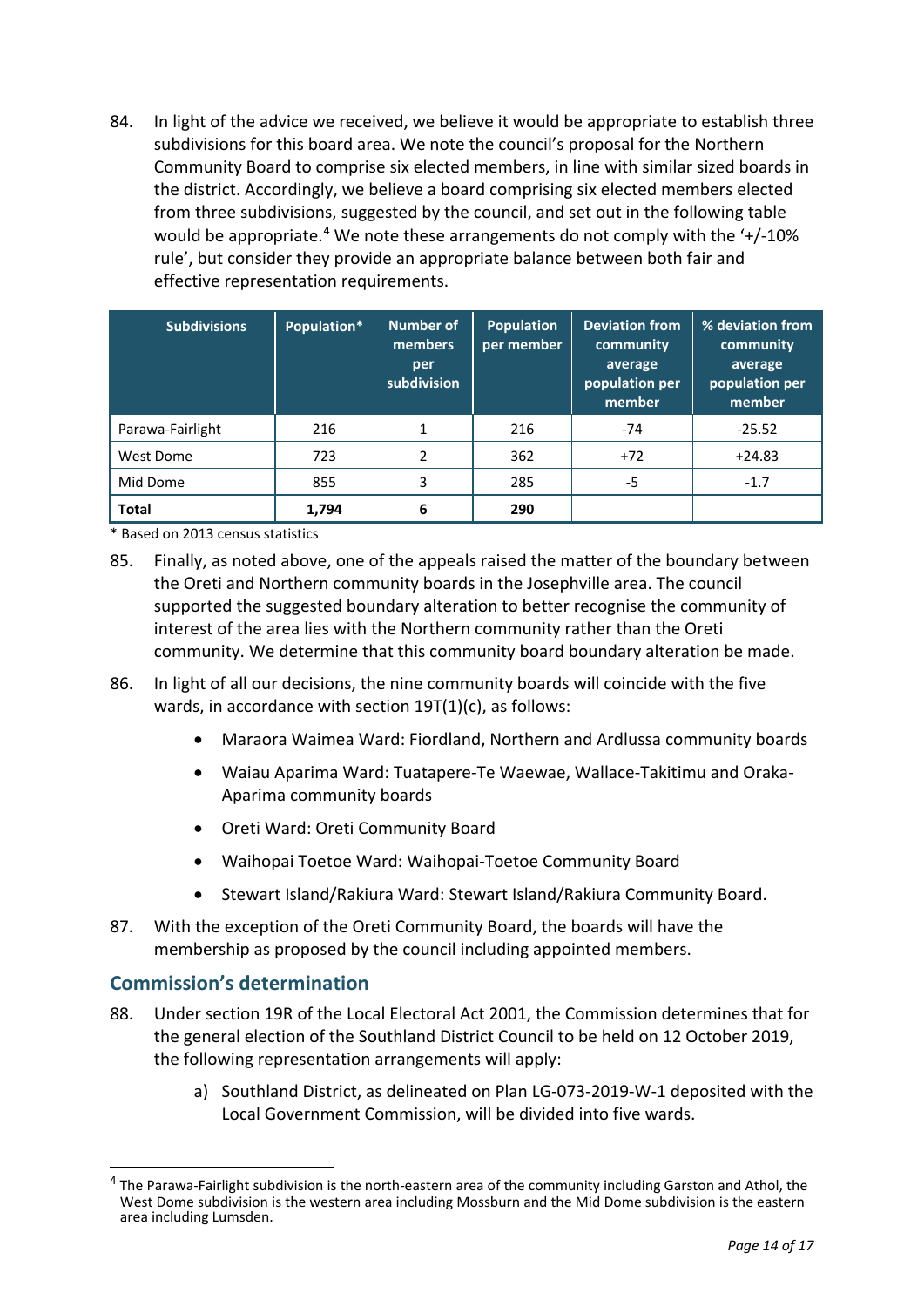84. In light of the advice we received, we believe it would be appropriate to establish three subdivisions for this board area. We note the council's proposal for the Northern Community Board to comprise six elected members, in line with similar sized boards in the district. Accordingly, we believe a board comprising six elected members elected from three subdivisions, suggested by the council, and set out in the following table would be appropriate.[4] We note these arrangements do not comply with the '+/-10% rule', but consider they provide an appropriate balance between both fair and effective representation requirements.

| Subdivisions | Population* | Number of members per subdivision | Population per member | Deviation from community average population per member | % deviation from community average population per member |
|---|---|---|---|---|---|
| Parawa-Fairlight | 216 | 1 | 216 | -74 | -25.52 |
| West Dome | 723 | 2 | 362 | +72 | +24.83 |
| Mid Dome | 855 | 3 | 285 | -5 | -1.7 |
| **Total** | **1,794** | **6** | **290** | | |

\* Based on 2013 census statistics

85. Finally, as noted above, one of the appeals raised the matter of the boundary between the Oreti and Northern community boards in the Josephville area. The council supported the suggested boundary alteration to better recognise the community of interest of the area lies with the Northern community rather than the Oreti community. We determine that this community board boundary alteration be made.

86. In light of all our decisions, the nine community boards will coincide with the five wards, in accordance with section 19T(1)(c), as follows:

    - Maraora Waimea Ward: Fiordland, Northern and Ardlussa community boards
    - Waiau Aparima Ward: Tuatapere-Te Waewae, Wallace-Takitimu and Oraka-Aparima community boards
    - Oreti Ward: Oreti Community Board
    - Waihopai Toetoe Ward: Waihopai-Toetoe Community Board
    - Stewart Island/Rakiura Ward: Stewart Island/Rakiura Community Board.

87. With the exception of the Oreti Community Board, the boards will have the membership as proposed by the council including appointed members.

## Commission's determination

88. Under section 19R of the Local Electoral Act 2001, the Commission determines that for the general election of the Southland District Council to be held on 12 October 2019, the following representation arrangements will apply:

    a) Southland District, as delineated on Plan LG-073-2019-W-1 deposited with the Local Government Commission, will be divided into five wards.

[4] The Parawa-Fairlight subdivision is the north-eastern area of the community including Garston and Athol, the West Dome subdivision is the western area including Mossburn and the Mid Dome subdivision is the eastern area including Lumsden.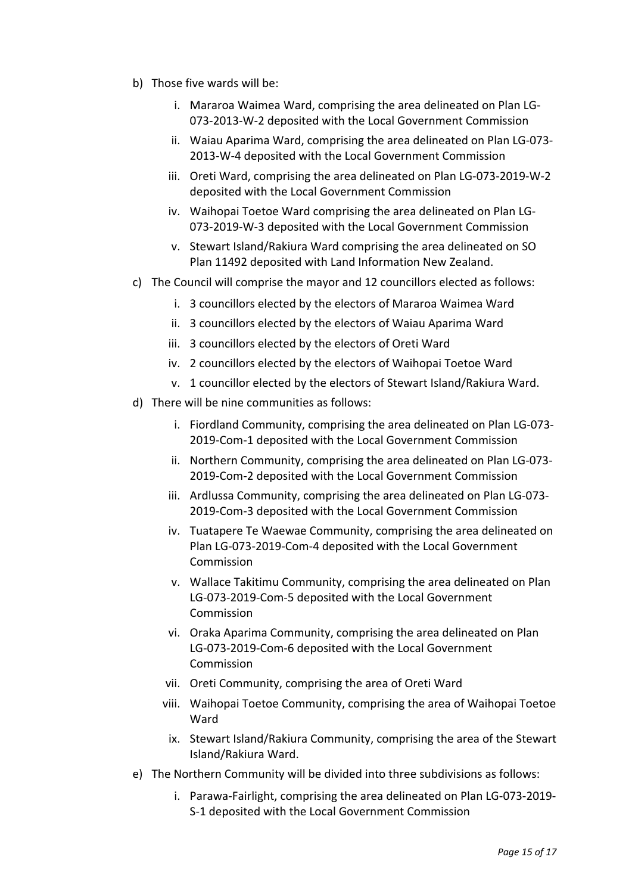b) Those five wards will be:

   i. Mararoa Waimea Ward, comprising the area delineated on Plan LG-073-2013-W-2 deposited with the Local Government Commission

   ii. Waiau Aparima Ward, comprising the area delineated on Plan LG-073-2013-W-4 deposited with the Local Government Commission

   iii. Oreti Ward, comprising the area delineated on Plan LG-073-2019-W-2 deposited with the Local Government Commission

   iv. Waihopai Toetoe Ward comprising the area delineated on Plan LG-073-2019-W-3 deposited with the Local Government Commission

   v. Stewart Island/Rakiura Ward comprising the area delineated on SO Plan 11492 deposited with Land Information New Zealand.

c) The Council will comprise the mayor and 12 councillors elected as follows:

   i. 3 councillors elected by the electors of Mararoa Waimea Ward

   ii. 3 councillors elected by the electors of Waiau Aparima Ward

   iii. 3 councillors elected by the electors of Oreti Ward

   iv. 2 councillors elected by the electors of Waihopai Toetoe Ward

   v. 1 councillor elected by the electors of Stewart Island/Rakiura Ward.

d) There will be nine communities as follows:

   i. Fiordland Community, comprising the area delineated on Plan LG-073-2019-Com-1 deposited with the Local Government Commission

   ii. Northern Community, comprising the area delineated on Plan LG-073-2019-Com-2 deposited with the Local Government Commission

   iii. Ardlussa Community, comprising the area delineated on Plan LG-073-2019-Com-3 deposited with the Local Government Commission

   iv. Tuatapere Te Waewae Community, comprising the area delineated on Plan LG-073-2019-Com-4 deposited with the Local Government Commission

   v. Wallace Takitimu Community, comprising the area delineated on Plan LG-073-2019-Com-5 deposited with the Local Government Commission

   vi. Oraka Aparima Community, comprising the area delineated on Plan LG-073-2019-Com-6 deposited with the Local Government Commission

   vii. Oreti Community, comprising the area of Oreti Ward

   viii. Waihopai Toetoe Community, comprising the area of Waihopai Toetoe Ward

   ix. Stewart Island/Rakiura Community, comprising the area of the Stewart Island/Rakiura Ward.

e) The Northern Community will be divided into three subdivisions as follows:

   i. Parawa-Fairlight, comprising the area delineated on Plan LG-073-2019-S-1 deposited with the Local Government Commission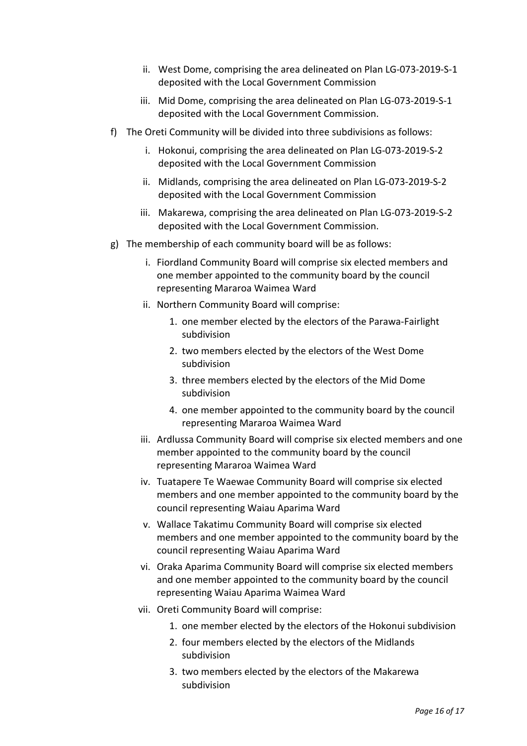ii. West Dome, comprising the area delineated on Plan LG-073-2019-S-1 deposited with the Local Government Commission

   iii. Mid Dome, comprising the area delineated on Plan LG-073-2019-S-1 deposited with the Local Government Commission.

f) The Oreti Community will be divided into three subdivisions as follows:

   i. Hokonui, comprising the area delineated on Plan LG-073-2019-S-2 deposited with the Local Government Commission

   ii. Midlands, comprising the area delineated on Plan LG-073-2019-S-2 deposited with the Local Government Commission

   iii. Makarewa, comprising the area delineated on Plan LG-073-2019-S-2 deposited with the Local Government Commission.

g) The membership of each community board will be as follows:

   i. Fiordland Community Board will comprise six elected members and one member appointed to the community board by the council representing Mararoa Waimea Ward

   ii. Northern Community Board will comprise:

      1. one member elected by the electors of the Parawa-Fairlight subdivision
      2. two members elected by the electors of the West Dome subdivision
      3. three members elected by the electors of the Mid Dome subdivision
      4. one member appointed to the community board by the council representing Mararoa Waimea Ward

   iii. Ardlussa Community Board will comprise six elected members and one member appointed to the community board by the council representing Mararoa Waimea Ward

   iv. Tuatapere Te Waewae Community Board will comprise six elected members and one member appointed to the community board by the council representing Waiau Aparima Ward

   v. Wallace Takatimu Community Board will comprise six elected members and one member appointed to the community board by the council representing Waiau Aparima Ward

   vi. Oraka Aparima Community Board will comprise six elected members and one member appointed to the community board by the council representing Waiau Aparima Waimea Ward

   vii. Oreti Community Board will comprise:

      1. one member elected by the electors of the Hokonui subdivision
      2. four members elected by the electors of the Midlands subdivision
      3. two members elected by the electors of the Makarewa subdivision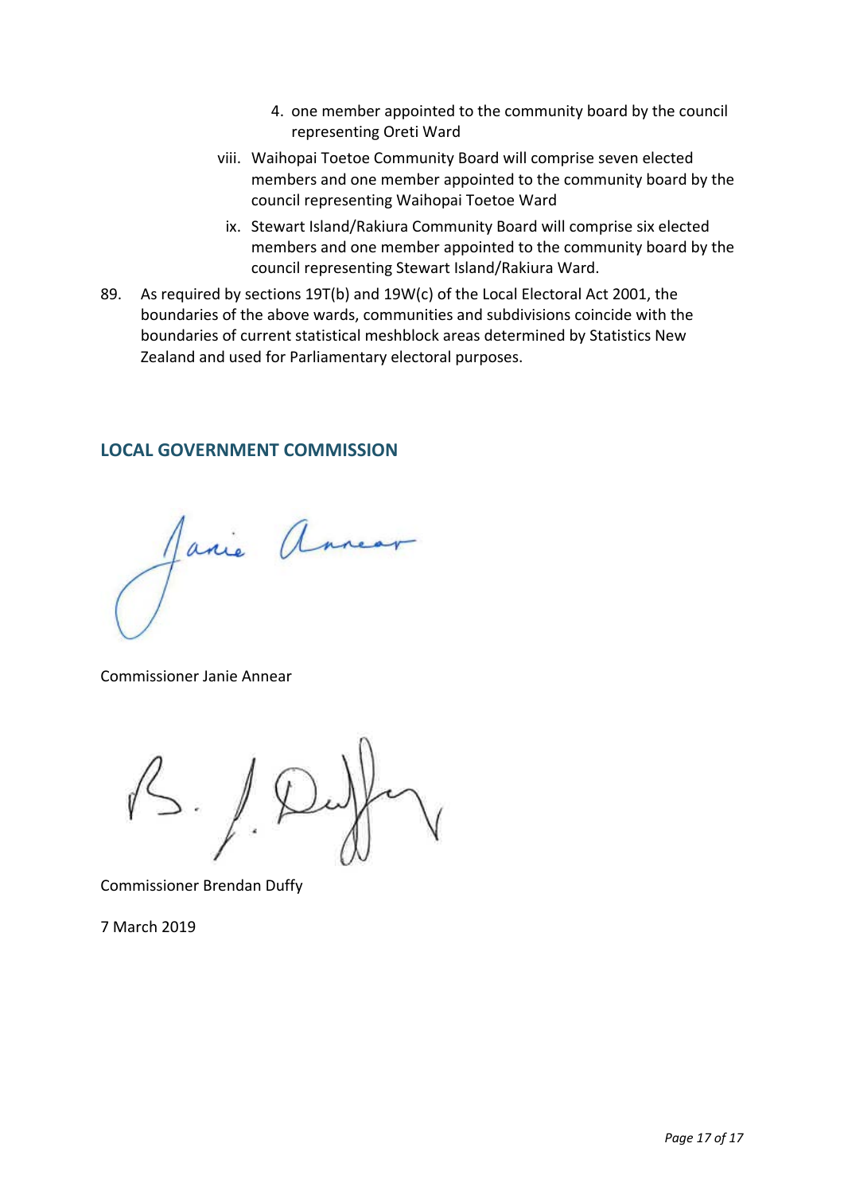4. one member appointed to the community board by the council representing Oreti Ward

viii. Waihopai Toetoe Community Board will comprise seven elected members and one member appointed to the community board by the council representing Waihopai Toetoe Ward

ix. Stewart Island/Rakiura Community Board will comprise six elected members and one member appointed to the community board by the council representing Stewart Island/Rakiura Ward.

89. As required by sections 19T(b) and 19W(c) of the Local Electoral Act 2001, the boundaries of the above wards, communities and subdivisions coincide with the boundaries of current statistical meshblock areas determined by Statistics New Zealand and used for Parliamentary electoral purposes.

## LOCAL GOVERNMENT COMMISSION

Commissioner Janie Annear

Commissioner Brendan Duffy

7 March 2019